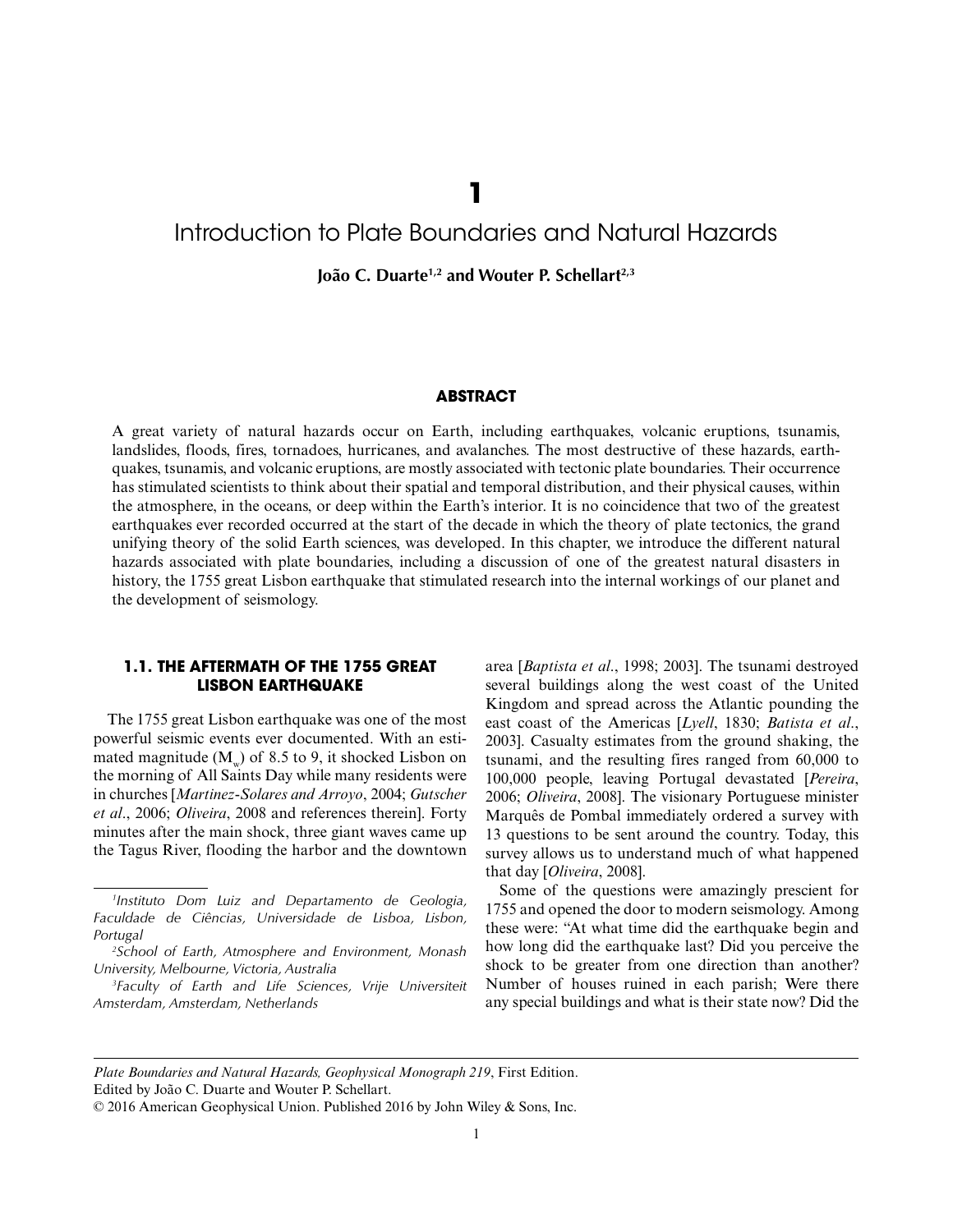# 1

# Introduction to Plate Boundaries and Natural Hazards

**João C. Duarte[1,2] and Wouter P. Schellart[2,3]**

## ABSTRACT

A great variety of natural hazards occur on Earth, including earthquakes, volcanic eruptions, tsunamis, landslides, floods, fires, tornadoes, hurricanes, and avalanches. The most destructive of these hazards, earthquakes, tsunamis, and volcanic eruptions, are mostly associated with tectonic plate boundaries. Their occurrence has stimulated scientists to think about their spatial and temporal distribution, and their physical causes, within the atmosphere, in the oceans, or deep within the Earth's interior. It is no coincidence that two of the greatest earthquakes ever recorded occurred at the start of the decade in which the theory of plate tectonics, the grand unifying theory of the solid Earth sciences, was developed. In this chapter, we introduce the different natural hazards associated with plate boundaries, including a discussion of one of the greatest natural disasters in history, the 1755 great Lisbon earthquake that stimulated research into the internal workings of our planet and the development of seismology.

## 1.1. THE AFTERMATH OF THE 1755 GREAT LISBON EARTHQUAKE

The 1755 great Lisbon earthquake was one of the most powerful seismic events ever documented. With an estimated magnitude ($M_w$) of 8.5 to 9, it shocked Lisbon on the morning of All Saints Day while many residents were in churches [*Martinez-Solares and Arroyo*, 2004; *Gutscher et al.*, 2006; *Oliveira*, 2008 and references therein]. Forty minutes after the main shock, three giant waves came up the Tagus River, flooding the harbor and the downtown area [*Baptista et al.*, 1998; 2003]. The tsunami destroyed several buildings along the west coast of the United Kingdom and spread across the Atlantic pounding the east coast of the Americas [*Lyell*, 1830; *Batista et al.*, 2003]. Casualty estimates from the ground shaking, the tsunami, and the resulting fires ranged from 60,000 to 100,000 people, leaving Portugal devastated [*Pereira*, 2006; *Oliveira*, 2008]. The visionary Portuguese minister Marquês de Pombal immediately ordered a survey with 13 questions to be sent around the country. Today, this survey allows us to understand much of what happened that day [*Oliveira*, 2008].

Some of the questions were amazingly prescient for 1755 and opened the door to modern seismology. Among these were: "At what time did the earthquake begin and how long did the earthquake last? Did you perceive the shock to be greater from one direction than another? Number of houses ruined in each parish; Were there any special buildings and what is their state now? Did the

---

[1] *Instituto Dom Luiz and Departamento de Geologia, Faculdade de Ciências, Universidade de Lisboa, Lisbon, Portugal*

[2] *School of Earth, Atmosphere and Environment, Monash University, Melbourne, Victoria, Australia*

[3] *Faculty of Earth and Life Sciences, Vrije Universiteit Amsterdam, Amsterdam, Netherlands*

*Plate Boundaries and Natural Hazards, Geophysical Monograph 219*, First Edition.
Edited by João C. Duarte and Wouter P. Schellart.
© 2016 American Geophysical Union. Published 2016 by John Wiley & Sons, Inc.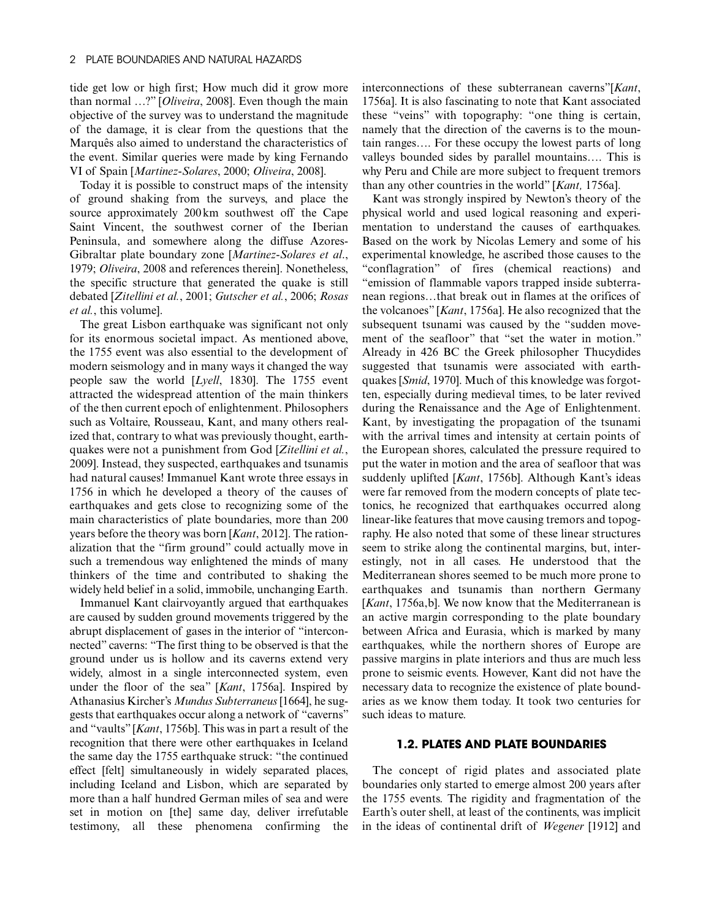tide get low or high first; How much did it grow more than normal …?" [*Oliveira*, 2008]. Even though the main objective of the survey was to understand the magnitude of the damage, it is clear from the questions that the Marquês also aimed to understand the characteristics of the event. Similar queries were made by king Fernando VI of Spain [*Martinez-Solares*, 2000; *Oliveira*, 2008].

Today it is possible to construct maps of the intensity of ground shaking from the surveys, and place the source approximately 200 km southwest off the Cape Saint Vincent, the southwest corner of the Iberian Peninsula, and somewhere along the diffuse Azores-Gibraltar plate boundary zone [*Martinez-Solares et al.*, 1979; *Oliveira*, 2008 and references therein]. Nonetheless, the specific structure that generated the quake is still debated [*Zitellini et al.*, 2001; *Gutscher et al.*, 2006; *Rosas et al.*, this volume].

The great Lisbon earthquake was significant not only for its enormous societal impact. As mentioned above, the 1755 event was also essential to the development of modern seismology and in many ways it changed the way people saw the world [*Lyell*, 1830]. The 1755 event attracted the widespread attention of the main thinkers of the then current epoch of enlightenment. Philosophers such as Voltaire, Rousseau, Kant, and many others realized that, contrary to what was previously thought, earthquakes were not a punishment from God [*Zitellini et al.*, 2009]. Instead, they suspected, earthquakes and tsunamis had natural causes! Immanuel Kant wrote three essays in 1756 in which he developed a theory of the causes of earthquakes and gets close to recognizing some of the main characteristics of plate boundaries, more than 200 years before the theory was born [*Kant*, 2012]. The rationalization that the "firm ground" could actually move in such a tremendous way enlightened the minds of many thinkers of the time and contributed to shaking the widely held belief in a solid, immobile, unchanging Earth.

Immanuel Kant clairvoyantly argued that earthquakes are caused by sudden ground movements triggered by the abrupt displacement of gases in the interior of "interconnected" caverns: "The first thing to be observed is that the ground under us is hollow and its caverns extend very widely, almost in a single interconnected system, even under the floor of the sea" [*Kant*, 1756a]. Inspired by Athanasius Kircher's *Mundus Subterraneus* [1664], he suggests that earthquakes occur along a network of "caverns" and "vaults" [*Kant*, 1756b]. This was in part a result of the recognition that there were other earthquakes in Iceland the same day the 1755 earthquake struck: "the continued effect [felt] simultaneously in widely separated places, including Iceland and Lisbon, which are separated by more than a half hundred German miles of sea and were set in motion on [the] same day, deliver irrefutable testimony, all these phenomena confirming the interconnections of these subterranean caverns"[*Kant*, 1756a]. It is also fascinating to note that Kant associated these "veins" with topography: "one thing is certain, namely that the direction of the caverns is to the mountain ranges…. For these occupy the lowest parts of long valleys bounded sides by parallel mountains…. This is why Peru and Chile are more subject to frequent tremors than any other countries in the world" [*Kant,* 1756a].

Kant was strongly inspired by Newton's theory of the physical world and used logical reasoning and experimentation to understand the causes of earthquakes. Based on the work by Nicolas Lemery and some of his experimental knowledge, he ascribed those causes to the "conflagration" of fires (chemical reactions) and "emission of flammable vapors trapped inside subterranean regions…that break out in flames at the orifices of the volcanoes" [*Kant*, 1756a]. He also recognized that the subsequent tsunami was caused by the "sudden movement of the seafloor" that "set the water in motion." Already in 426 BC the Greek philosopher Thucydides suggested that tsunamis were associated with earthquakes [*Smid*, 1970]. Much of this knowledge was forgotten, especially during medieval times, to be later revived during the Renaissance and the Age of Enlightenment. Kant, by investigating the propagation of the tsunami with the arrival times and intensity at certain points of the European shores, calculated the pressure required to put the water in motion and the area of seafloor that was suddenly uplifted [*Kant*, 1756b]. Although Kant's ideas were far removed from the modern concepts of plate tectonics, he recognized that earthquakes occurred along linear-like features that move causing tremors and topography. He also noted that some of these linear structures seem to strike along the continental margins, but, interestingly, not in all cases. He understood that the Mediterranean shores seemed to be much more prone to earthquakes and tsunamis than northern Germany [*Kant*, 1756a,b]. We now know that the Mediterranean is an active margin corresponding to the plate boundary between Africa and Eurasia, which is marked by many earthquakes, while the northern shores of Europe are passive margins in plate interiors and thus are much less prone to seismic events. However, Kant did not have the necessary data to recognize the existence of plate boundaries as we know them today. It took two centuries for such ideas to mature.

## 1.2. PLATES AND PLATE BOUNDARIES

The concept of rigid plates and associated plate boundaries only started to emerge almost 200 years after the 1755 events. The rigidity and fragmentation of the Earth's outer shell, at least of the continents, was implicit in the ideas of continental drift of *Wegener* [1912] and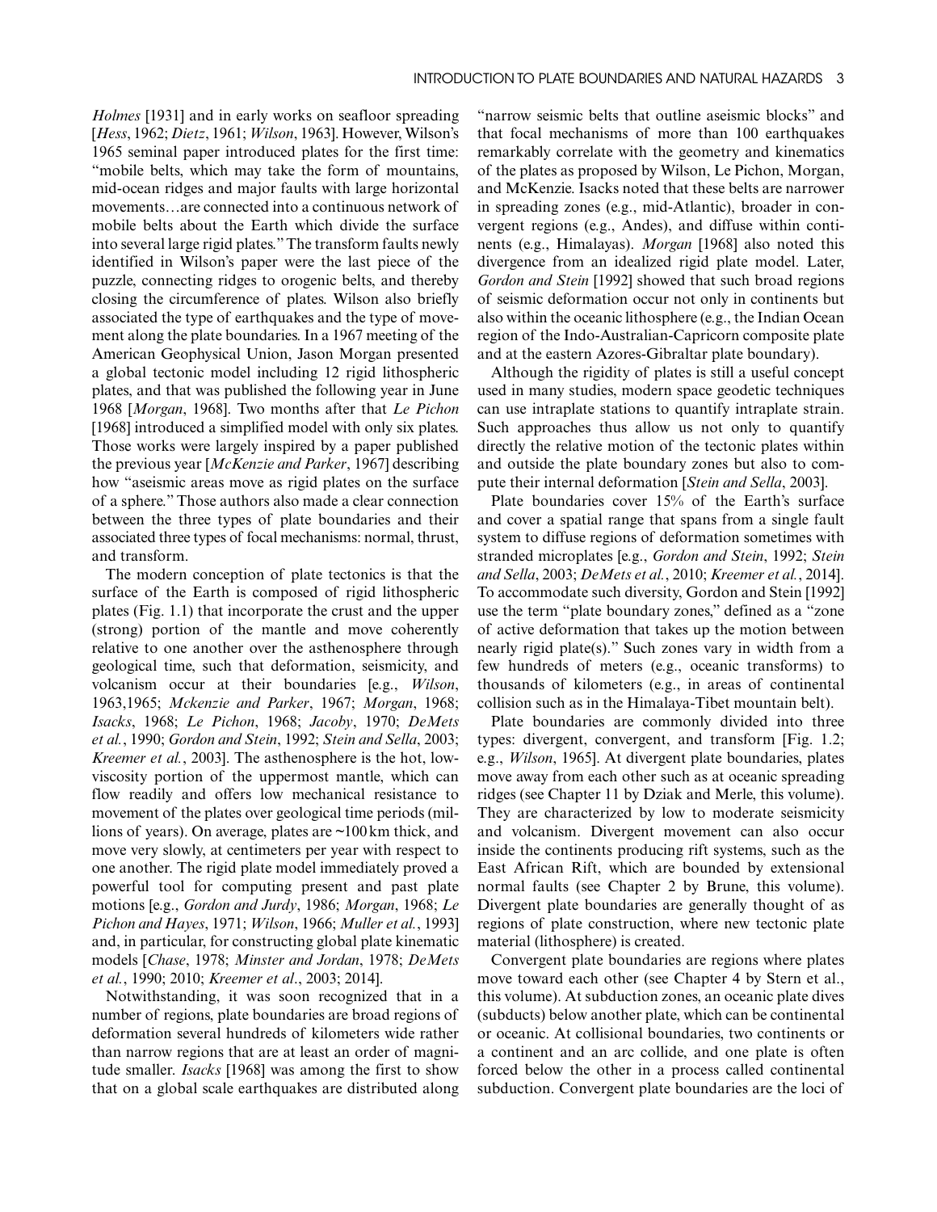*Holmes* [1931] and in early works on seafloor spreading [*Hess*, 1962; *Dietz*, 1961; *Wilson*, 1963]. However, Wilson's 1965 seminal paper introduced plates for the first time: "mobile belts, which may take the form of mountains, mid-ocean ridges and major faults with large horizontal movements…are connected into a continuous network of mobile belts about the Earth which divide the surface into several large rigid plates." The transform faults newly identified in Wilson's paper were the last piece of the puzzle, connecting ridges to orogenic belts, and thereby closing the circumference of plates. Wilson also briefly associated the type of earthquakes and the type of movement along the plate boundaries. In a 1967 meeting of the American Geophysical Union, Jason Morgan presented a global tectonic model including 12 rigid lithospheric plates, and that was published the following year in June 1968 [*Morgan*, 1968]. Two months after that *Le Pichon* [1968] introduced a simplified model with only six plates. Those works were largely inspired by a paper published the previous year [*McKenzie and Parker*, 1967] describing how "aseismic areas move as rigid plates on the surface of a sphere." Those authors also made a clear connection between the three types of plate boundaries and their associated three types of focal mechanisms: normal, thrust, and transform.

The modern conception of plate tectonics is that the surface of the Earth is composed of rigid lithospheric plates (Fig. 1.1) that incorporate the crust and the upper (strong) portion of the mantle and move coherently relative to one another over the asthenosphere through geological time, such that deformation, seismicity, and volcanism occur at their boundaries [e.g., *Wilson*, 1963,1965; *Mckenzie and Parker*, 1967; *Morgan*, 1968; *Isacks*, 1968; *Le Pichon*, 1968; *Jacoby*, 1970; *DeMets et al.*, 1990; *Gordon and Stein*, 1992; *Stein and Sella*, 2003; *Kreemer et al.*, 2003]. The asthenosphere is the hot, low-viscosity portion of the uppermost mantle, which can flow readily and offers low mechanical resistance to movement of the plates over geological time periods (millions of years). On average, plates are ~100 km thick, and move very slowly, at centimeters per year with respect to one another. The rigid plate model immediately proved a powerful tool for computing present and past plate motions [e.g., *Gordon and Jurdy*, 1986; *Morgan*, 1968; *Le Pichon and Hayes*, 1971; *Wilson*, 1966; *Muller et al.*, 1993] and, in particular, for constructing global plate kinematic models [*Chase*, 1978; *Minster and Jordan*, 1978; *DeMets et al.*, 1990; 2010; *Kreemer et al*., 2003; 2014].

Notwithstanding, it was soon recognized that in a number of regions, plate boundaries are broad regions of deformation several hundreds of kilometers wide rather than narrow regions that are at least an order of magnitude smaller. *Isacks* [1968] was among the first to show that on a global scale earthquakes are distributed along "narrow seismic belts that outline aseismic blocks" and that focal mechanisms of more than 100 earthquakes remarkably correlate with the geometry and kinematics of the plates as proposed by Wilson, Le Pichon, Morgan, and McKenzie. Isacks noted that these belts are narrower in spreading zones (e.g., mid-Atlantic), broader in convergent regions (e.g., Andes), and diffuse within continents (e.g., Himalayas). *Morgan* [1968] also noted this divergence from an idealized rigid plate model. Later, *Gordon and Stein* [1992] showed that such broad regions of seismic deformation occur not only in continents but also within the oceanic lithosphere (e.g., the Indian Ocean region of the Indo-Australian-Capricorn composite plate and at the eastern Azores-Gibraltar plate boundary).

Although the rigidity of plates is still a useful concept used in many studies, modern space geodetic techniques can use intraplate stations to quantify intraplate strain. Such approaches thus allow us not only to quantify directly the relative motion of the tectonic plates within and outside the plate boundary zones but also to compute their internal deformation [*Stein and Sella*, 2003].

Plate boundaries cover 15% of the Earth's surface and cover a spatial range that spans from a single fault system to diffuse regions of deformation sometimes with stranded microplates [e.g., *Gordon and Stein*, 1992; *Stein and Sella*, 2003; *DeMets et al.*, 2010; *Kreemer et al.*, 2014]. To accommodate such diversity, Gordon and Stein [1992] use the term "plate boundary zones," defined as a "zone of active deformation that takes up the motion between nearly rigid plate(s)." Such zones vary in width from a few hundreds of meters (e.g., oceanic transforms) to thousands of kilometers (e.g., in areas of continental collision such as in the Himalaya-Tibet mountain belt).

Plate boundaries are commonly divided into three types: divergent, convergent, and transform [Fig. 1.2; e.g., *Wilson*, 1965]. At divergent plate boundaries, plates move away from each other such as at oceanic spreading ridges (see Chapter 11 by Dziak and Merle, this volume). They are characterized by low to moderate seismicity and volcanism. Divergent movement can also occur inside the continents producing rift systems, such as the East African Rift, which are bounded by extensional normal faults (see Chapter 2 by Brune, this volume). Divergent plate boundaries are generally thought of as regions of plate construction, where new tectonic plate material (lithosphere) is created.

Convergent plate boundaries are regions where plates move toward each other (see Chapter 4 by Stern et al., this volume). At subduction zones, an oceanic plate dives (subducts) below another plate, which can be continental or oceanic. At collisional boundaries, two continents or a continent and an arc collide, and one plate is often forced below the other in a process called continental subduction. Convergent plate boundaries are the loci of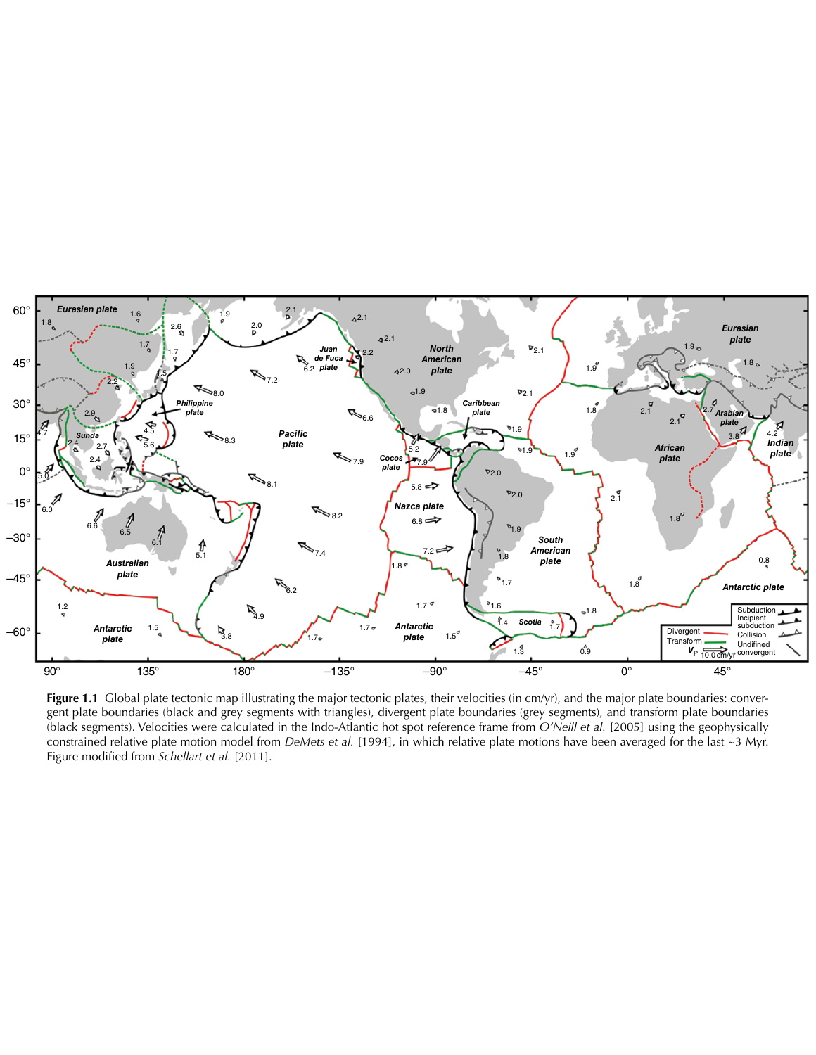**Figure 1.1** Global plate tectonic map illustrating the major tectonic plates, their velocities (in cm/yr), and the major plate boundaries: convergent plate boundaries (black and grey segments with triangles), divergent plate boundaries (grey segments), and transform plate boundaries (black segments). Velocities were calculated in the Indo-Atlantic hot spot reference frame from *O'Neill et al.* [2005] using the geophysically constrained relative plate motion model from *DeMets et al.* [1994], in which relative plate motions have been averaged for the last ~3 Myr. Figure modified from *Schellart et al.* [2011].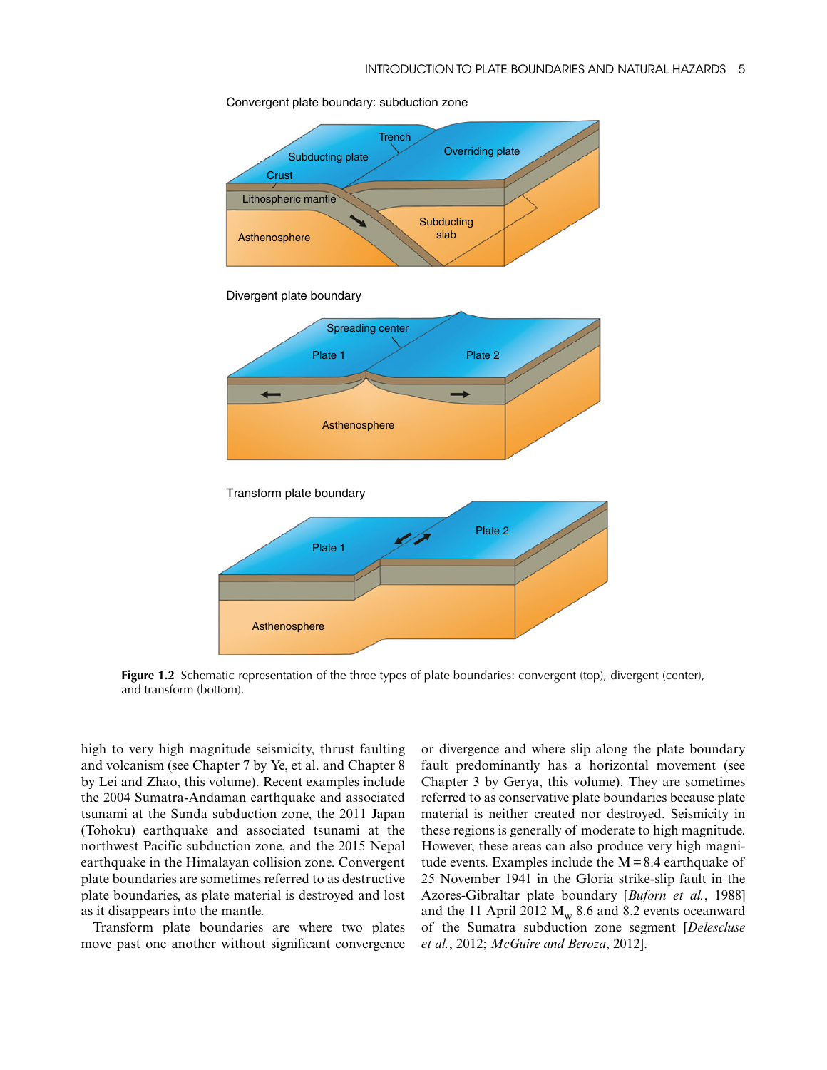Figure 1.2 Schematic representation of the three types of plate boundaries: convergent (top), divergent (center), and transform (bottom).

high to very high magnitude seismicity, thrust faulting and volcanism (see Chapter 7 by Ye, et al. and Chapter 8 by Lei and Zhao, this volume). Recent examples include the 2004 Sumatra-Andaman earthquake and associated tsunami at the Sunda subduction zone, the 2011 Japan (Tohoku) earthquake and associated tsunami at the northwest Pacific subduction zone, and the 2015 Nepal earthquake in the Himalayan collision zone. Convergent plate boundaries are sometimes referred to as destructive plate boundaries, as plate material is destroyed and lost as it disappears into the mantle.

Transform plate boundaries are where two plates move past one another without significant convergence or divergence and where slip along the plate boundary fault predominantly has a horizontal movement (see Chapter 3 by Gerya, this volume). They are sometimes referred to as conservative plate boundaries because plate material is neither created nor destroyed. Seismicity in these regions is generally of moderate to high magnitude. However, these areas can also produce very high magnitude events. Examples include the $M = 8.4$ earthquake of 25 November 1941 in the Gloria strike-slip fault in the Azores-Gibraltar plate boundary [*Buforn et al.*, 1988] and the 11 April 2012 $M_w$ 8.6 and 8.2 events oceanward of the Sumatra subduction zone segment [*Delescluse et al.*, 2012; *McGuire and Beroza*, 2012].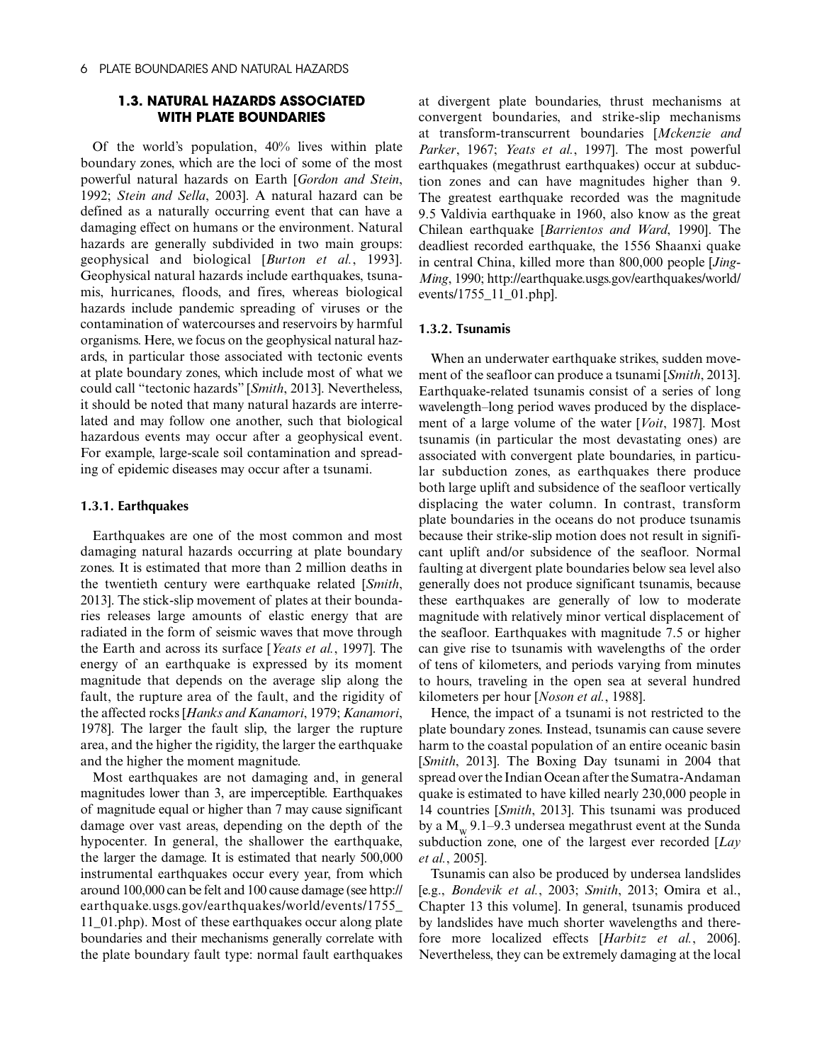## 1.3. NATURAL HAZARDS ASSOCIATED WITH PLATE BOUNDARIES

Of the world's population, 40% lives within plate boundary zones, which are the loci of some of the most powerful natural hazards on Earth [*Gordon and Stein*, 1992; *Stein and Sella*, 2003]. A natural hazard can be defined as a naturally occurring event that can have a damaging effect on humans or the environment. Natural hazards are generally subdivided in two main groups: geophysical and biological [*Burton et al.*, 1993]. Geophysical natural hazards include earthquakes, tsunamis, hurricanes, floods, and fires, whereas biological hazards include pandemic spreading of viruses or the contamination of watercourses and reservoirs by harmful organisms. Here, we focus on the geophysical natural hazards, in particular those associated with tectonic events at plate boundary zones, which include most of what we could call "tectonic hazards" [*Smith*, 2013]. Nevertheless, it should be noted that many natural hazards are interrelated and may follow one another, such that biological hazardous events may occur after a geophysical event. For example, large-scale soil contamination and spreading of epidemic diseases may occur after a tsunami.

### 1.3.1. Earthquakes

Earthquakes are one of the most common and most damaging natural hazards occurring at plate boundary zones. It is estimated that more than 2 million deaths in the twentieth century were earthquake related [*Smith*, 2013]. The stick-slip movement of plates at their boundaries releases large amounts of elastic energy that are radiated in the form of seismic waves that move through the Earth and across its surface [*Yeats et al.*, 1997]. The energy of an earthquake is expressed by its moment magnitude that depends on the average slip along the fault, the rupture area of the fault, and the rigidity of the affected rocks [*Hanks and Kanamori*, 1979; *Kanamori*, 1978]. The larger the fault slip, the larger the rupture area, and the higher the rigidity, the larger the earthquake and the higher the moment magnitude.

Most earthquakes are not damaging and, in general magnitudes lower than 3, are imperceptible. Earthquakes of magnitude equal or higher than 7 may cause significant damage over vast areas, depending on the depth of the hypocenter. In general, the shallower the earthquake, the larger the damage. It is estimated that nearly 500,000 instrumental earthquakes occur every year, from which around 100,000 can be felt and 100 cause damage (see http://earthquake.usgs.gov/earthquakes/world/events/1755_11_01.php). Most of these earthquakes occur along plate boundaries and their mechanisms generally correlate with the plate boundary fault type: normal fault earthquakes at divergent plate boundaries, thrust mechanisms at convergent boundaries, and strike-slip mechanisms at transform-transcurrent boundaries [*Mckenzie and Parker*, 1967; *Yeats et al.*, 1997]. The most powerful earthquakes (megathrust earthquakes) occur at subduction zones and can have magnitudes higher than 9. The greatest earthquake recorded was the magnitude 9.5 Valdivia earthquake in 1960, also know as the great Chilean earthquake [*Barrientos and Ward*, 1990]. The deadliest recorded earthquake, the 1556 Shaanxi quake in central China, killed more than 800,000 people [*Jing-Ming*, 1990; http://earthquake.usgs.gov/earthquakes/world/events/1755_11_01.php].

### 1.3.2. Tsunamis

When an underwater earthquake strikes, sudden movement of the seafloor can produce a tsunami [*Smith*, 2013]. Earthquake-related tsunamis consist of a series of long wavelength–long period waves produced by the displacement of a large volume of the water [*Voit*, 1987]. Most tsunamis (in particular the most devastating ones) are associated with convergent plate boundaries, in particular subduction zones, as earthquakes there produce both large uplift and subsidence of the seafloor vertically displacing the water column. In contrast, transform plate boundaries in the oceans do not produce tsunamis because their strike-slip motion does not result in significant uplift and/or subsidence of the seafloor. Normal faulting at divergent plate boundaries below sea level also generally does not produce significant tsunamis, because these earthquakes are generally of low to moderate magnitude with relatively minor vertical displacement of the seafloor. Earthquakes with magnitude 7.5 or higher can give rise to tsunamis with wavelengths of the order of tens of kilometers, and periods varying from minutes to hours, traveling in the open sea at several hundred kilometers per hour [*Noson et al.*, 1988].

Hence, the impact of a tsunami is not restricted to the plate boundary zones. Instead, tsunamis can cause severe harm to the coastal population of an entire oceanic basin [*Smith*, 2013]. The Boxing Day tsunami in 2004 that spread over the Indian Ocean after the Sumatra-Andaman quake is estimated to have killed nearly 230,000 people in 14 countries [*Smith*, 2013]. This tsunami was produced by a $M_w$ 9.1–9.3 undersea megathrust event at the Sunda subduction zone, one of the largest ever recorded [*Lay et al.*, 2005].

Tsunamis can also be produced by undersea landslides [e.g., *Bondevik et al.*, 2003; *Smith*, 2013; Omira et al., Chapter 13 this volume]. In general, tsunamis produced by landslides have much shorter wavelengths and therefore more localized effects [*Harbitz et al.*, 2006]. Nevertheless, they can be extremely damaging at the local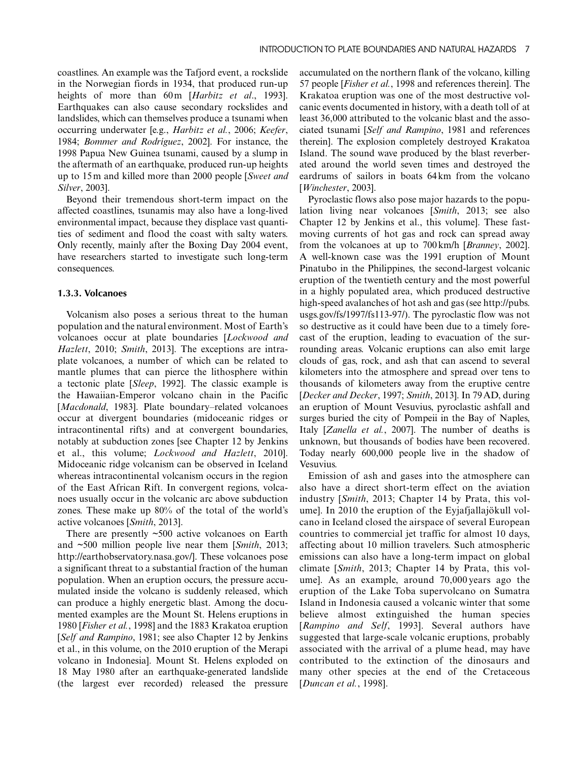coastlines. An example was the Tafjord event, a rockslide in the Norwegian fiords in 1934, that produced run-up heights of more than 60 m [*Harbitz et al.*, 1993]. Earthquakes can also cause secondary rockslides and landslides, which can themselves produce a tsunami when occurring underwater [e.g., *Harbitz et al.*, 2006; *Keefer*, 1984; *Bommer and Rodríguez*, 2002]. For instance, the 1998 Papua New Guinea tsunami, caused by a slump in the aftermath of an earthquake, produced run-up heights up to 15 m and killed more than 2000 people [*Sweet and Silver*, 2003].

Beyond their tremendous short-term impact on the affected coastlines, tsunamis may also have a long-lived environmental impact, because they displace vast quantities of sediment and flood the coast with salty waters. Only recently, mainly after the Boxing Day 2004 event, have researchers started to investigate such long-term consequences.

### 1.3.3. Volcanoes

Volcanism also poses a serious threat to the human population and the natural environment. Most of Earth's volcanoes occur at plate boundaries [*Lockwood and Hazlett*, 2010; *Smith*, 2013]. The exceptions are intraplate volcanoes, a number of which can be related to mantle plumes that can pierce the lithosphere within a tectonic plate [*Sleep*, 1992]. The classic example is the Hawaiian-Emperor volcano chain in the Pacific [*Macdonald*, 1983]. Plate boundary–related volcanoes occur at divergent boundaries (midoceanic ridges or intracontinental rifts) and at convergent boundaries, notably at subduction zones [see Chapter 12 by Jenkins et al., this volume; *Lockwood and Hazlett*, 2010]. Midoceanic ridge volcanism can be observed in Iceland whereas intracontinental volcanism occurs in the region of the East African Rift. In convergent regions, volcanoes usually occur in the volcanic arc above subduction zones. These make up 80% of the total of the world's active volcanoes [*Smith*, 2013].

There are presently ~500 active volcanoes on Earth and ~500 million people live near them [*Smith*, 2013; http://earthobservatory.nasa.gov/]. These volcanoes pose a significant threat to a substantial fraction of the human population. When an eruption occurs, the pressure accumulated inside the volcano is suddenly released, which can produce a highly energetic blast. Among the documented examples are the Mount St. Helens eruptions in 1980 [*Fisher et al.*, 1998] and the 1883 Krakatoa eruption [*Self and Rampino*, 1981; see also Chapter 12 by Jenkins et al., in this volume, on the 2010 eruption of the Merapi volcano in Indonesia]. Mount St. Helens exploded on 18 May 1980 after an earthquake-generated landslide (the largest ever recorded) released the pressure accumulated on the northern flank of the volcano, killing 57 people [*Fisher et al.*, 1998 and references therein]. The Krakatoa eruption was one of the most destructive volcanic events documented in history, with a death toll of at least 36,000 attributed to the volcanic blast and the associated tsunami [*Self and Rampino*, 1981 and references therein]. The explosion completely destroyed Krakatoa Island. The sound wave produced by the blast reverberated around the world seven times and destroyed the eardrums of sailors in boats 64 km from the volcano [*Winchester*, 2003].

Pyroclastic flows also pose major hazards to the population living near volcanoes [*Smith*, 2013; see also Chapter 12 by Jenkins et al., this volume]. These fast-moving currents of hot gas and rock can spread away from the volcanoes at up to 700 km/h [*Branney*, 2002]. A well-known case was the 1991 eruption of Mount Pinatubo in the Philippines, the second-largest volcanic eruption of the twentieth century and the most powerful in a highly populated area, which produced destructive high-speed avalanches of hot ash and gas (see http://pubs.usgs.gov/fs/1997/fs113-97/). The pyroclastic flow was not so destructive as it could have been due to a timely forecast of the eruption, leading to evacuation of the surrounding areas. Volcanic eruptions can also emit large clouds of gas, rock, and ash that can ascend to several kilometers into the atmosphere and spread over tens to thousands of kilometers away from the eruptive centre [*Decker and Decker*, 1997; *Smith*, 2013]. In 79 AD, during an eruption of Mount Vesuvius, pyroclastic ashfall and surges buried the city of Pompeii in the Bay of Naples, Italy [*Zanella et al.*, 2007]. The number of deaths is unknown, but thousands of bodies have been recovered. Today nearly 600,000 people live in the shadow of Vesuvius.

Emission of ash and gases into the atmosphere can also have a direct short-term effect on the aviation industry [*Smith*, 2013; Chapter 14 by Prata, this volume]. In 2010 the eruption of the Eyjafjallajökull volcano in Iceland closed the airspace of several European countries to commercial jet traffic for almost 10 days, affecting about 10 million travelers. Such atmospheric emissions can also have a long-term impact on global climate [*Smith*, 2013; Chapter 14 by Prata, this volume]. As an example, around 70,000 years ago the eruption of the Lake Toba supervolcano on Sumatra Island in Indonesia caused a volcanic winter that some believe almost extinguished the human species [*Rampino and Self*, 1993]. Several authors have suggested that large-scale volcanic eruptions, probably associated with the arrival of a plume head, may have contributed to the extinction of the dinosaurs and many other species at the end of the Cretaceous [*Duncan et al.*, 1998].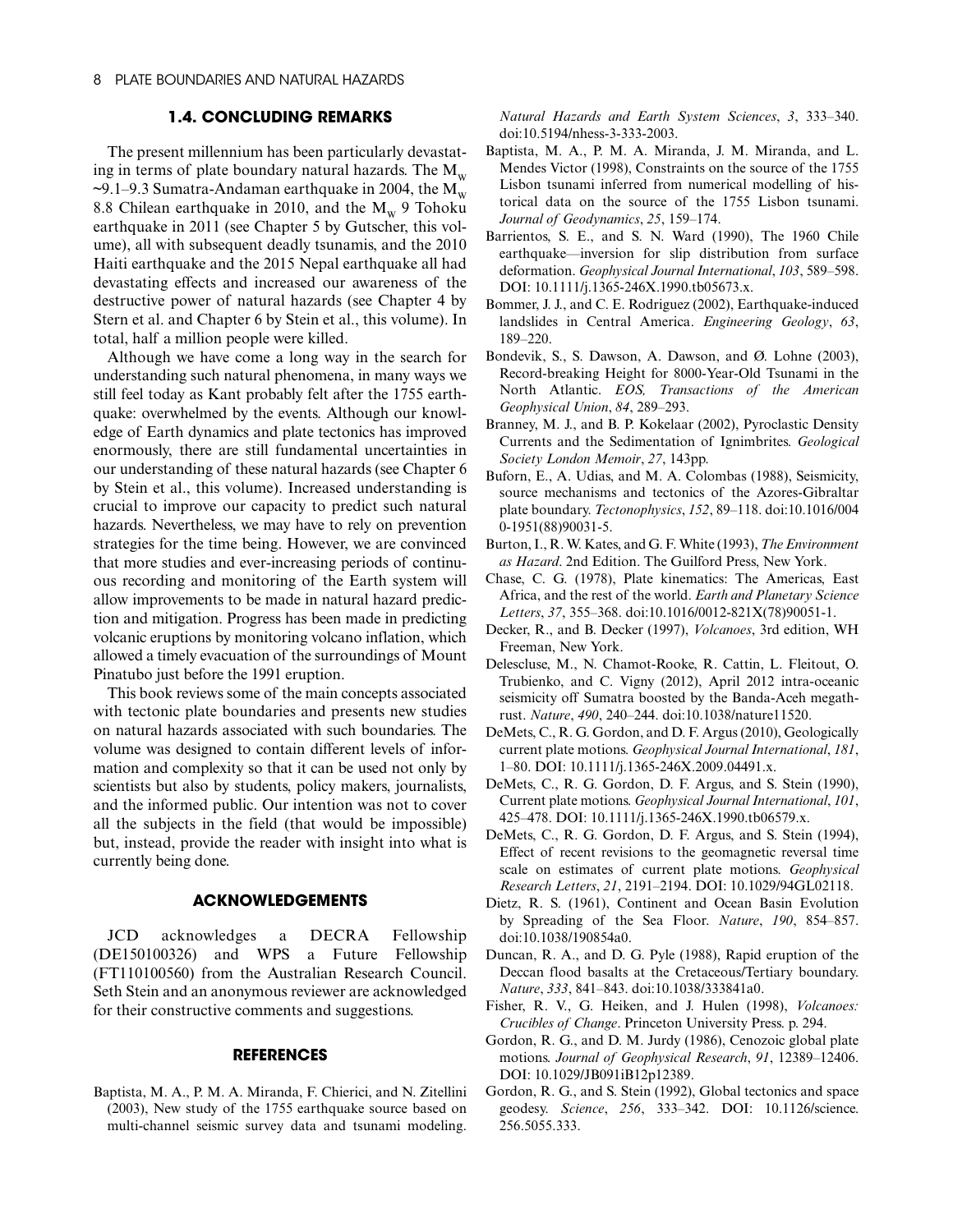## 1.4. CONCLUDING REMARKS

The present millennium has been particularly devastating in terms of plate boundary natural hazards. The $M_w$ ~9.1–9.3 Sumatra-Andaman earthquake in 2004, the $M_w$ 8.8 Chilean earthquake in 2010, and the $M_w$ 9 Tohoku earthquake in 2011 (see Chapter 5 by Gutscher, this volume), all with subsequent deadly tsunamis, and the 2010 Haiti earthquake and the 2015 Nepal earthquake all had devastating effects and increased our awareness of the destructive power of natural hazards (see Chapter 4 by Stern et al. and Chapter 6 by Stein et al., this volume). In total, half a million people were killed.

Although we have come a long way in the search for understanding such natural phenomena, in many ways we still feel today as Kant probably felt after the 1755 earthquake: overwhelmed by the events. Although our knowledge of Earth dynamics and plate tectonics has improved enormously, there are still fundamental uncertainties in our understanding of these natural hazards (see Chapter 6 by Stein et al., this volume). Increased understanding is crucial to improve our capacity to predict such natural hazards. Nevertheless, we may have to rely on prevention strategies for the time being. However, we are convinced that more studies and ever-increasing periods of continuous recording and monitoring of the Earth system will allow improvements to be made in natural hazard prediction and mitigation. Progress has been made in predicting volcanic eruptions by monitoring volcano inflation, which allowed a timely evacuation of the surroundings of Mount Pinatubo just before the 1991 eruption.

This book reviews some of the main concepts associated with tectonic plate boundaries and presents new studies on natural hazards associated with such boundaries. The volume was designed to contain different levels of information and complexity so that it can be used not only by scientists but also by students, policy makers, journalists, and the informed public. Our intention was not to cover all the subjects in the field (that would be impossible) but, instead, provide the reader with insight into what is currently being done.

## ACKNOWLEDGEMENTS

JCD acknowledges a DECRA Fellowship (DE150100326) and WPS a Future Fellowship (FT110100560) from the Australian Research Council. Seth Stein and an anonymous reviewer are acknowledged for their constructive comments and suggestions.

## REFERENCES

Baptista, M. A., P. M. A. Miranda, F. Chierici, and N. Zitellini (2003), New study of the 1755 earthquake source based on multi-channel seismic survey data and tsunami modeling. *Natural Hazards and Earth System Sciences*, *3*, 333–340. doi:10.5194/nhess-3-333-2003.

Baptista, M. A., P. M. A. Miranda, J. M. Miranda, and L. Mendes Victor (1998), Constraints on the source of the 1755 Lisbon tsunami inferred from numerical modelling of historical data on the source of the 1755 Lisbon tsunami. *Journal of Geodynamics*, *25*, 159–174.

Barrientos, S. E., and S. N. Ward (1990), The 1960 Chile earthquake—inversion for slip distribution from surface deformation. *Geophysical Journal International*, *103*, 589–598. DOI: 10.1111/j.1365-246X.1990.tb05673.x.

Bommer, J. J., and C. E. Rodriguez (2002), Earthquake-induced landslides in Central America. *Engineering Geology*, *63*, 189–220.

Bondevik, S., S. Dawson, A. Dawson, and Ø. Lohne (2003), Record-breaking Height for 8000-Year-Old Tsunami in the North Atlantic. *EOS, Transactions of the American Geophysical Union*, *84*, 289–293.

Branney, M. J., and B. P. Kokelaar (2002), Pyroclastic Density Currents and the Sedimentation of Ignimbrites. *Geological Society London Memoir*, *27*, 143pp.

Buforn, E., A. Udias, and M. A. Colombas (1988), Seismicity, source mechanisms and tectonics of the Azores-Gibraltar plate boundary. *Tectonophysics*, *152*, 89–118. doi:10.1016/0040-1951(88)90031-5.

Burton, I., R. W. Kates, and G. F. White (1993), *The Environment as Hazard*. 2nd Edition. The Guilford Press, New York.

Chase, C. G. (1978), Plate kinematics: The Americas, East Africa, and the rest of the world. *Earth and Planetary Science Letters*, *37*, 355–368. doi:10.1016/0012-821X(78)90051-1.

Decker, R., and B. Decker (1997), *Volcanoes*, 3rd edition, WH Freeman, New York.

Delescluse, M., N. Chamot-Rooke, R. Cattin, L. Fleitout, O. Trubienko, and C. Vigny (2012), April 2012 intra-oceanic seismicity off Sumatra boosted by the Banda-Aceh megathrust. *Nature*, *490*, 240–244. doi:10.1038/nature11520.

DeMets, C., R. G. Gordon, and D. F. Argus (2010), Geologically current plate motions. *Geophysical Journal International*, *181*, 1–80. DOI: 10.1111/j.1365-246X.2009.04491.x.

DeMets, C., R. G. Gordon, D. F. Argus, and S. Stein (1990), Current plate motions. *Geophysical Journal International*, *101*, 425–478. DOI: 10.1111/j.1365-246X.1990.tb06579.x.

DeMets, C., R. G. Gordon, D. F. Argus, and S. Stein (1994), Effect of recent revisions to the geomagnetic reversal time scale on estimates of current plate motions. *Geophysical Research Letters*, *21*, 2191–2194. DOI: 10.1029/94GL02118.

Dietz, R. S. (1961), Continent and Ocean Basin Evolution by Spreading of the Sea Floor. *Nature*, *190*, 854–857. doi:10.1038/190854a0.

Duncan, R. A., and D. G. Pyle (1988), Rapid eruption of the Deccan flood basalts at the Cretaceous/Tertiary boundary. *Nature*, *333*, 841–843. doi:10.1038/333841a0.

Fisher, R. V., G. Heiken, and J. Hulen (1998), *Volcanoes: Crucibles of Change*. Princeton University Press. p. 294.

Gordon, R. G., and D. M. Jurdy (1986), Cenozoic global plate motions. *Journal of Geophysical Research*, *91*, 12389–12406. DOI: 10.1029/JB091iB12p12389.

Gordon, R. G., and S. Stein (1992), Global tectonics and space geodesy. *Science*, *256*, 333–342. DOI: 10.1126/science.256.5055.333.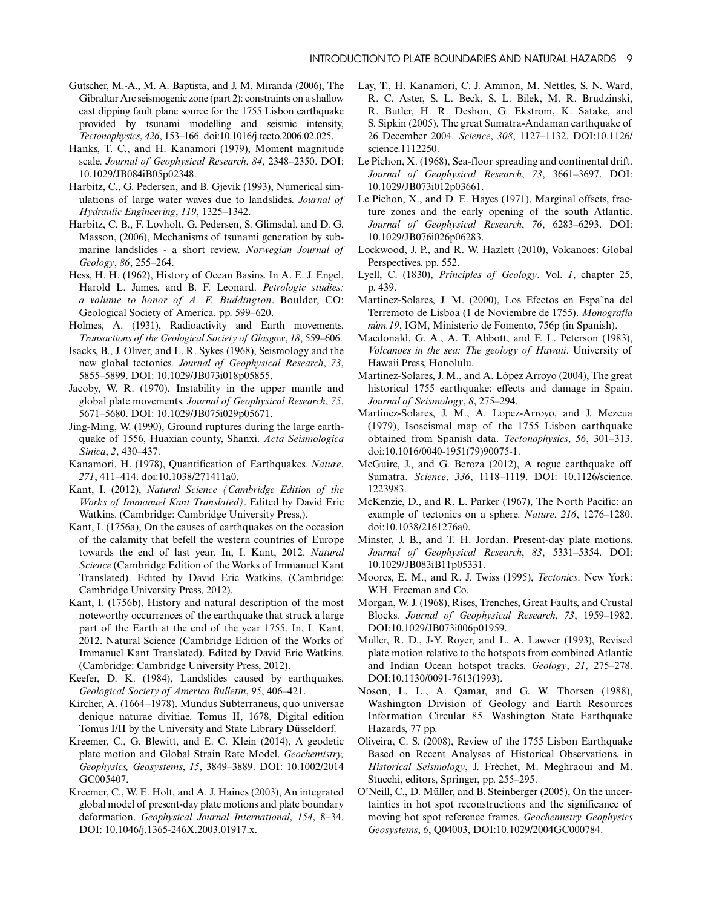Gutscher, M.-A., M. A. Baptista, and J. M. Miranda (2006), The Gibraltar Arc seismogenic zone (part 2): constraints on a shallow east dipping fault plane source for the 1755 Lisbon earthquake provided by tsunami modelling and seismic intensity, *Tectonophysics*, *426*, 153–166. doi:10.1016/j.tecto.2006.02.025.

Hanks, T. C., and H. Kanamori (1979), Moment magnitude scale. *Journal of Geophysical Research*, *84*, 2348–2350. DOI: 10.1029/JB084iB05p02348.

Harbitz, C., G. Pedersen, and B. Gjevik (1993), Numerical simulations of large water waves due to landslides. *Journal of Hydraulic Engineering*, *119*, 1325–1342.

Harbitz, C. B., F. Lovholt, G. Pedersen, S. Glimsdal, and D. G. Masson, (2006), Mechanisms of tsunami generation by submarine landslides - a short review. *Norwegian Journal of Geology*, *86*, 255–264.

Hess, H. H. (1962), History of Ocean Basins. In A. E. J. Engel, Harold L. James, and B. F. Leonard. *Petrologic studies: a volume to honor of A. F. Buddington*. Boulder, CO: Geological Society of America. pp. 599–620.

Holmes, A. (1931), Radioactivity and Earth movements. *Transactions of the Geological Society of Glasgow*, *18*, 559–606.

Isacks, B., J. Oliver, and L. R. Sykes (1968), Seismology and the new global tectonics. *Journal of Geophysical Research*, *73*, 5855–5899. DOI: 10.1029/JB073i018p05855.

Jacoby, W. R. (1970), Instability in the upper mantle and global plate movements. *Journal of Geophysical Research*, *75*, 5671–5680. DOI: 10.1029/JB075i029p05671.

Jing-Ming, W. (1990), Ground ruptures during the large earthquake of 1556, Huaxian county, Shanxi. *Acta Seismologica Sinica*, *2*, 430–437.

Kanamori, H. (1978), Quantification of Earthquakes. *Nature*, *271*, 411–414. doi:10.1038/271411a0.

Kant, I. (2012), *Natural Science (Cambridge Edition of the Works of Immanuel Kant Translated)*. Edited by David Eric Watkins. (Cambridge: Cambridge University Press,).

Kant, I. (1756a), On the causes of earthquakes on the occasion of the calamity that befell the western countries of Europe towards the end of last year. In, I. Kant, 2012. *Natural Science* (Cambridge Edition of the Works of Immanuel Kant Translated). Edited by David Eric Watkins. (Cambridge: Cambridge University Press, 2012).

Kant, I. (1756b), History and natural description of the most noteworthy occurrences of the earthquake that struck a large part of the Earth at the end of the year 1755. In, I. Kant, 2012. Natural Science (Cambridge Edition of the Works of Immanuel Kant Translated). Edited by David Eric Watkins. (Cambridge: Cambridge University Press, 2012).

Keefer, D. K. (1984), Landslides caused by earthquakes. *Geological Society of America Bulletin*, *95*, 406–421.

Kircher, A. (1664–1978). Mundus Subterraneus, quo universae denique naturae divitiae. Tomus II, 1678, Digital edition Tomus I/II by the University and State Library Düsseldorf.

Kreemer C., G. Blewitt, and E. C. Klein (2014), A geodetic plate motion and Global Strain Rate Model. *Geochemistry, Geophysics, Geosystems*, *15*, 3849–3889. DOI: 10.1002/2014 GC005407.

Kreemer C., W. E. Holt, and A. J. Haines (2003), An integrated global model of present-day plate motions and plate boundary deformation. *Geophysical Journal International*, *154*, 8–34. DOI: 10.1046/j.1365-246X.2003.01917.x.

Lay, T., H. Kanamori, C. J. Ammon, M. Nettles, S. N. Ward, R. C. Aster, S. L. Beck, S. L. Bilek, M. R. Brudzinski, R. Butler, H. R. Deshon, G. Ekstrom, K. Satake, and S. Sipkin (2005), The great Sumatra-Andaman earthquake of 26 December 2004. *Science*, *308*, 1127–1132. DOI:10.1126/science.1112250.

Le Pichon, X. (1968), Sea-floor spreading and continental drift. *Journal of Geophysical Research*, *73*, 3661–3697. DOI: 10.1029/JB073i012p03661.

Le Pichon, X., and D. E. Hayes (1971), Marginal offsets, fracture zones and the early opening of the south Atlantic. *Journal of Geophysical Research*, *76*, 6283–6293. DOI: 10.1029/JB076i026p06283.

Lockwood, J. P., and R. W. Hazlett (2010), Volcanoes: Global Perspectives. pp. 552.

Lyell, C. (1830), *Principles of Geology*. Vol. *1*, chapter 25, p. 439.

Martinez-Solares, J. M. (2000), Los Efectos en Espa˜na del Terremoto de Lisboa (1 de Noviembre de 1755). *Monografía núm.19*, IGM, Ministerio de Fomento, 756p (in Spanish).

Macdonald, G. A., A. T. Abbott, and F. L. Peterson (1983), *Volcanoes in the sea: The geology of Hawaii*. University of Hawaii Press, Honolulu.

Martinez-Solares, J. M., and A. López Arroyo (2004), The great historical 1755 earthquake: effects and damage in Spain. *Journal of Seismology*, *8*, 275–294.

Martinez-Solares, J. M., A. Lopez-Arroyo, and J. Mezcua (1979), Isoseismal map of the 1755 Lisbon earthquake obtained from Spanish data. *Tectonophysics*, *56*, 301–313. doi:10.1016/0040-1951(79)90075-1.

McGuire, J., and G. Beroza (2012), A rogue earthquake off Sumatra. *Science*, *336*, 1118–1119. DOI: 10.1126/science.1223983.

McKenzie, D., and R. L. Parker (1967), The North Pacific: an example of tectonics on a sphere. *Nature*, *216*, 1276–1280. doi:10.1038/2161276a0.

Minster, J. B., and T. H. Jordan. Present-day plate motions. *Journal of Geophysical Research*, *83*, 5331–5354. DOI: 10.1029/JB083iB11p05331.

Moores, E. M., and R. J. Twiss (1995), *Tectonics*. New York: W.H. Freeman and Co.

Morgan, W. J. (1968), Rises, Trenches, Great Faults, and Crustal Blocks. *Journal of Geophysical Research*, *73*, 1959–1982. DOI:10.1029/JB073i006p01959.

Muller, R. D., J-Y. Royer, and L. A. Lawver (1993), Revised plate motion relative to the hotspots from combined Atlantic and Indian Ocean hotspot tracks. *Geology*, *21*, 275–278. DOI:10.1130/0091-7613(1993).

Noson, L. L., A. Qamar, and G. W. Thorsen (1988), Washington Division of Geology and Earth Resources Information Circular 85. Washington State Earthquake Hazards, 77 pp.

Oliveira, C. S. (2008), Review of the 1755 Lisbon Earthquake Based on Recent Analyses of Historical Observations. in *Historical Seismology*, J. Fréchet, M. Meghraoui and M. Stucchi, editors, Springer, pp. 255–295.

O'Neill, C., D. Müller, and B. Steinberger (2005), On the uncertainties in hot spot reconstructions and the significance of moving hot spot reference frames. *Geochemistry Geophysics Geosystems*, *6*, Q04003, DOI:10.1029/2004GC000784.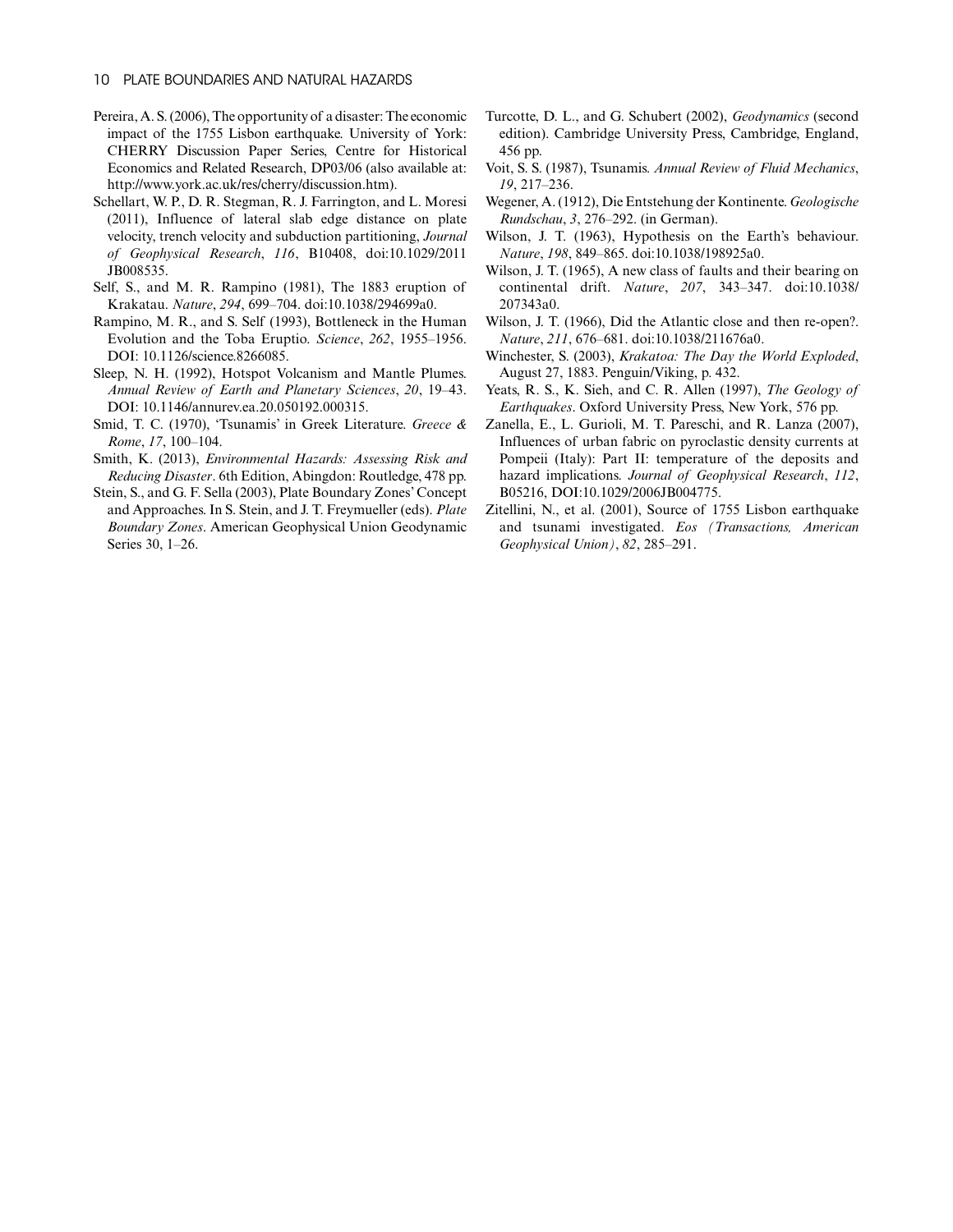Pereira, A. S. (2006), The opportunity of a disaster: The economic impact of the 1755 Lisbon earthquake. University of York: CHERRY Discussion Paper Series, Centre for Historical Economics and Related Research, DP03/06 (also available at: http://www.york.ac.uk/res/cherry/discussion.htm).

Schellart, W. P., D. R. Stegman, R. J. Farrington, and L. Moresi (2011), Influence of lateral slab edge distance on plate velocity, trench velocity and subduction partitioning, *Journal of Geophysical Research*, *116*, B10408, doi:10.1029/2011 JB008535.

Self, S., and M. R. Rampino (1981), The 1883 eruption of Krakatau. *Nature*, *294*, 699–704. doi:10.1038/294699a0.

Rampino, M. R., and S. Self (1993), Bottleneck in the Human Evolution and the Toba Eruptio. *Science*, *262*, 1955–1956. DOI: 10.1126/science.8266085.

Sleep, N. H. (1992), Hotspot Volcanism and Mantle Plumes. *Annual Review of Earth and Planetary Sciences*, *20*, 19–43. DOI: 10.1146/annurev.ea.20.050192.000315.

Smid, T. C. (1970), 'Tsunamis' in Greek Literature. *Greece & Rome*, *17*, 100–104.

Smith, K. (2013), *Environmental Hazards: Assessing Risk and Reducing Disaster*. 6th Edition, Abingdon: Routledge, 478 pp.

Stein, S., and G. F. Sella (2003), Plate Boundary Zones' Concept and Approaches. In S. Stein, and J. T. Freymueller (eds). *Plate Boundary Zones*. American Geophysical Union Geodynamic Series 30, 1–26.

Turcotte, D. L., and G. Schubert (2002), *Geodynamics* (second edition). Cambridge University Press, Cambridge, England, 456 pp.

Voit, S. S. (1987), Tsunamis. *Annual Review of Fluid Mechanics*, *19*, 217–236.

Wegener, A. (1912), Die Entstehung der Kontinente. *Geologische Rundschau*, *3*, 276–292. (in German).

Wilson, J. T. (1963), Hypothesis on the Earth's behaviour. *Nature*, *198*, 849–865. doi:10.1038/198925a0.

Wilson, J. T. (1965), A new class of faults and their bearing on continental drift. *Nature*, *207*, 343–347. doi:10.1038/207343a0.

Wilson, J. T. (1966), Did the Atlantic close and then re-open?. *Nature*, *211*, 676–681. doi:10.1038/211676a0.

Winchester, S. (2003), *Krakatoa: The Day the World Exploded*, August 27, 1883. Penguin/Viking, p. 432.

Yeats, R. S., K. Sieh, and C. R. Allen (1997), *The Geology of Earthquakes*. Oxford University Press, New York, 576 pp.

Zanella, E., L. Gurioli, M. T. Pareschi, and R. Lanza (2007), Influences of urban fabric on pyroclastic density currents at Pompeii (Italy): Part II: temperature of the deposits and hazard implications. *Journal of Geophysical Research*, *112*, B05216, DOI:10.1029/2006JB004775.

Zitellini, N., et al. (2001), Source of 1755 Lisbon earthquake and tsunami investigated. *Eos (Transactions, American Geophysical Union)*, *82*, 285–291.